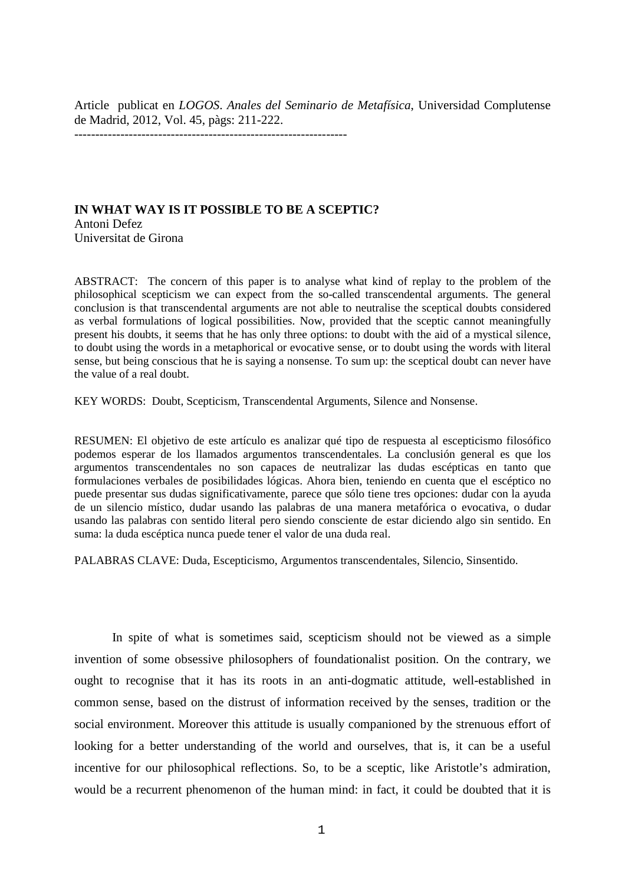Article publicat en *LOGOS*. *Anales del Seminario de Metafísica*, Universidad Complutense de Madrid, 2012, Vol. 45, pàgs: 211-222.

----------------------------------------------------------------

# IN WHAT WAY IS IT POSSIBLE TO BE A SCEPTIC?

Antoni Defez
Universitat de Girona

ABSTRACT: The concern of this paper is to analyse what kind of replay to the problem of the philosophical scepticism we can expect from the so-called transcendental arguments. The general conclusion is that transcendental arguments are not able to neutralise the sceptical doubts considered as verbal formulations of logical possibilities. Now, provided that the sceptic cannot meaningfully present his doubts, it seems that he has only three options: to doubt with the aid of a mystical silence, to doubt using the words in a metaphorical or evocative sense, or to doubt using the words with literal sense, but being conscious that he is saying a nonsense. To sum up: the sceptical doubt can never have the value of a real doubt.

KEY WORDS: Doubt, Scepticism, Transcendental Arguments, Silence and Nonsense.

RESUMEN: El objetivo de este artículo es analizar qué tipo de respuesta al escepticismo filosófico podemos esperar de los llamados argumentos transcendentales. La conclusión general es que los argumentos transcendentales no son capaces de neutralizar las dudas escépticas en tanto que formulaciones verbales de posibilidades lógicas. Ahora bien, teniendo en cuenta que el escéptico no puede presentar sus dudas significativamente, parece que sólo tiene tres opciones: dudar con la ayuda de un silencio místico, dudar usando las palabras de una manera metafórica o evocativa, o dudar usando las palabras con sentido literal pero siendo consciente de estar diciendo algo sin sentido. En suma: la duda escéptica nunca puede tener el valor de una duda real.

PALABRAS CLAVE: Duda, Escepticismo, Argumentos transcendentales, Silencio, Sinsentido.

In spite of what is sometimes said, scepticism should not be viewed as a simple invention of some obsessive philosophers of foundationalist position. On the contrary, we ought to recognise that it has its roots in an anti-dogmatic attitude, well-established in common sense, based on the distrust of information received by the senses, tradition or the social environment. Moreover this attitude is usually companioned by the strenuous effort of looking for a better understanding of the world and ourselves, that is, it can be a useful incentive for our philosophical reflections. So, to be a sceptic, like Aristotle's admiration, would be a recurrent phenomenon of the human mind: in fact, it could be doubted that it is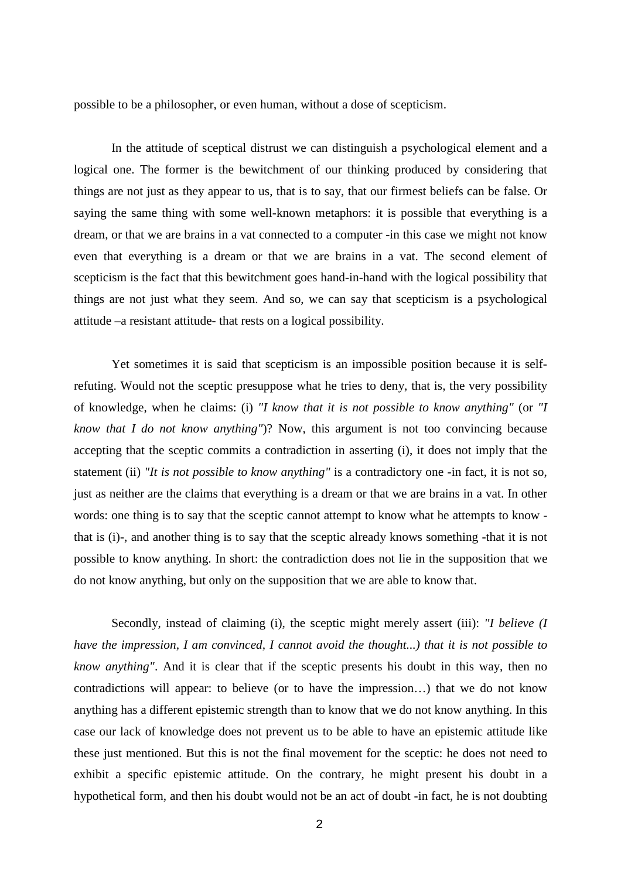possible to be a philosopher, or even human, without a dose of scepticism.

In the attitude of sceptical distrust we can distinguish a psychological element and a logical one. The former is the bewitchment of our thinking produced by considering that things are not just as they appear to us, that is to say, that our firmest beliefs can be false. Or saying the same thing with some well-known metaphors: it is possible that everything is a dream, or that we are brains in a vat connected to a computer -in this case we might not know even that everything is a dream or that we are brains in a vat. The second element of scepticism is the fact that this bewitchment goes hand-in-hand with the logical possibility that things are not just what they seem. And so, we can say that scepticism is a psychological attitude –a resistant attitude- that rests on a logical possibility.

Yet sometimes it is said that scepticism is an impossible position because it is self-refuting. Would not the sceptic presuppose what he tries to deny, that is, the very possibility of knowledge, when he claims: (i) *"I know that it is not possible to know anything"* (or *"I know that I do not know anything"*)? Now, this argument is not too convincing because accepting that the sceptic commits a contradiction in asserting (i), it does not imply that the statement (ii) *"It is not possible to know anything"* is a contradictory one -in fact, it is not so, just as neither are the claims that everything is a dream or that we are brains in a vat. In other words: one thing is to say that the sceptic cannot attempt to know what he attempts to know -that is (i)-, and another thing is to say that the sceptic already knows something -that it is not possible to know anything. In short: the contradiction does not lie in the supposition that we do not know anything, but only on the supposition that we are able to know that.

Secondly, instead of claiming (i), the sceptic might merely assert (iii): *"I believe (I have the impression, I am convinced, I cannot avoid the thought...) that it is not possible to know anything"*. And it is clear that if the sceptic presents his doubt in this way, then no contradictions will appear: to believe (or to have the impression…) that we do not know anything has a different epistemic strength than to know that we do not know anything. In this case our lack of knowledge does not prevent us to be able to have an epistemic attitude like these just mentioned. But this is not the final movement for the sceptic: he does not need to exhibit a specific epistemic attitude. On the contrary, he might present his doubt in a hypothetical form, and then his doubt would not be an act of doubt -in fact, he is not doubting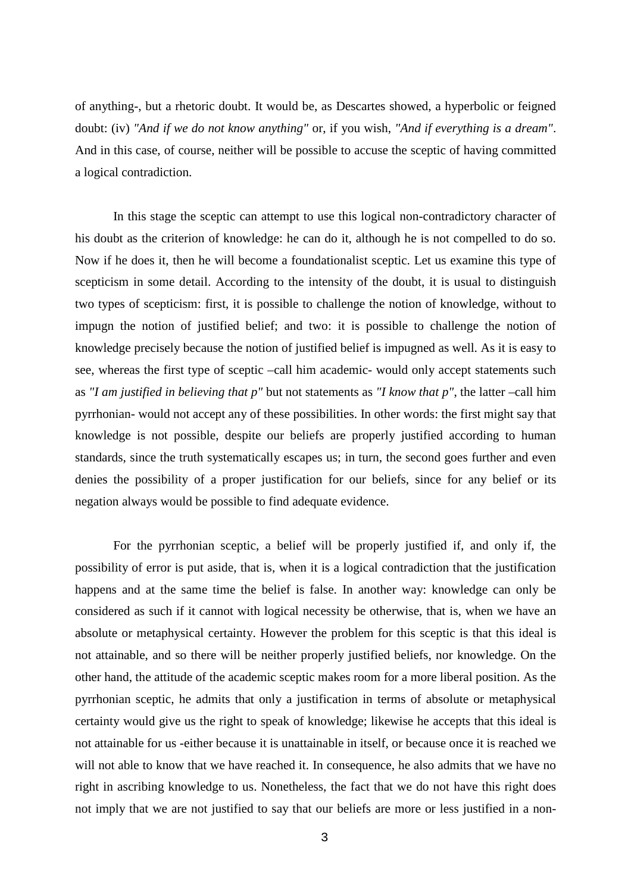of anything-, but a rhetoric doubt. It would be, as Descartes showed, a hyperbolic or feigned doubt: (iv) *"And if we do not know anything"* or, if you wish, *"And if everything is a dream"*. And in this case, of course, neither will be possible to accuse the sceptic of having committed a logical contradiction.

In this stage the sceptic can attempt to use this logical non-contradictory character of his doubt as the criterion of knowledge: he can do it, although he is not compelled to do so. Now if he does it, then he will become a foundationalist sceptic. Let us examine this type of scepticism in some detail. According to the intensity of the doubt, it is usual to distinguish two types of scepticism: first, it is possible to challenge the notion of knowledge, without to impugn the notion of justified belief; and two: it is possible to challenge the notion of knowledge precisely because the notion of justified belief is impugned as well. As it is easy to see, whereas the first type of sceptic –call him academic- would only accept statements such as *"I am justified in believing that p"* but not statements as *"I know that p"*, the latter –call him pyrrhonian- would not accept any of these possibilities. In other words: the first might say that knowledge is not possible, despite our beliefs are properly justified according to human standards, since the truth systematically escapes us; in turn, the second goes further and even denies the possibility of a proper justification for our beliefs, since for any belief or its negation always would be possible to find adequate evidence.

For the pyrrhonian sceptic, a belief will be properly justified if, and only if, the possibility of error is put aside, that is, when it is a logical contradiction that the justification happens and at the same time the belief is false. In another way: knowledge can only be considered as such if it cannot with logical necessity be otherwise, that is, when we have an absolute or metaphysical certainty. However the problem for this sceptic is that this ideal is not attainable, and so there will be neither properly justified beliefs, nor knowledge. On the other hand, the attitude of the academic sceptic makes room for a more liberal position. As the pyrrhonian sceptic, he admits that only a justification in terms of absolute or metaphysical certainty would give us the right to speak of knowledge; likewise he accepts that this ideal is not attainable for us -either because it is unattainable in itself, or because once it is reached we will not able to know that we have reached it. In consequence, he also admits that we have no right in ascribing knowledge to us. Nonetheless, the fact that we do not have this right does not imply that we are not justified to say that our beliefs are more or less justified in a non-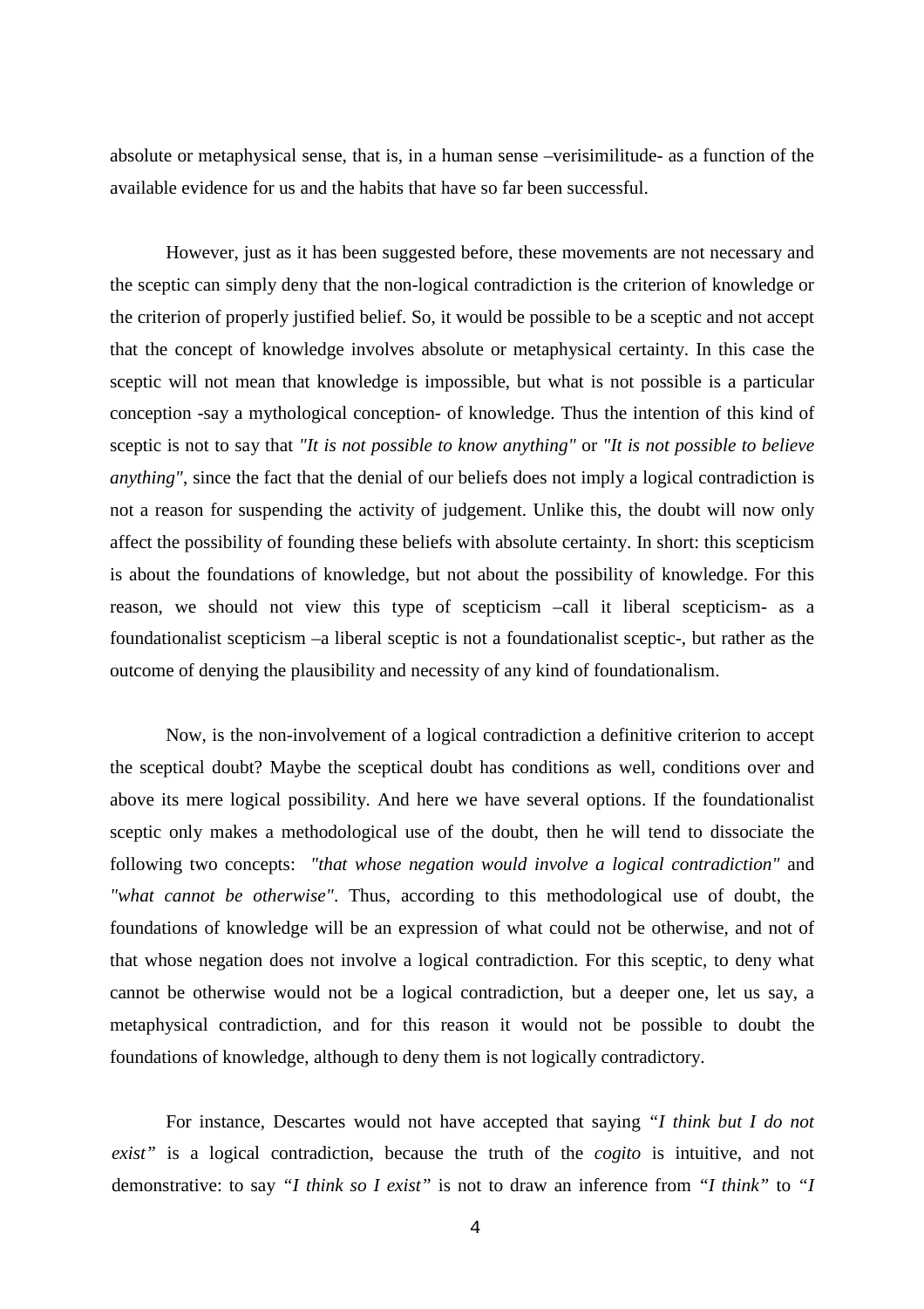absolute or metaphysical sense, that is, in a human sense –verisimilitude- as a function of the available evidence for us and the habits that have so far been successful.

However, just as it has been suggested before, these movements are not necessary and the sceptic can simply deny that the non-logical contradiction is the criterion of knowledge or the criterion of properly justified belief. So, it would be possible to be a sceptic and not accept that the concept of knowledge involves absolute or metaphysical certainty. In this case the sceptic will not mean that knowledge is impossible, but what is not possible is a particular conception -say a mythological conception- of knowledge. Thus the intention of this kind of sceptic is not to say that *"It is not possible to know anything"* or *"It is not possible to believe anything"*, since the fact that the denial of our beliefs does not imply a logical contradiction is not a reason for suspending the activity of judgement. Unlike this, the doubt will now only affect the possibility of founding these beliefs with absolute certainty. In short: this scepticism is about the foundations of knowledge, but not about the possibility of knowledge. For this reason, we should not view this type of scepticism –call it liberal scepticism- as a foundationalist scepticism –a liberal sceptic is not a foundationalist sceptic-, but rather as the outcome of denying the plausibility and necessity of any kind of foundationalism.

Now, is the non-involvement of a logical contradiction a definitive criterion to accept the sceptical doubt? Maybe the sceptical doubt has conditions as well, conditions over and above its mere logical possibility. And here we have several options. If the foundationalist sceptic only makes a methodological use of the doubt, then he will tend to dissociate the following two concepts: *"that whose negation would involve a logical contradiction"* and *"what cannot be otherwise"*. Thus, according to this methodological use of doubt, the foundations of knowledge will be an expression of what could not be otherwise, and not of that whose negation does not involve a logical contradiction. For this sceptic, to deny what cannot be otherwise would not be a logical contradiction, but a deeper one, let us say, a metaphysical contradiction, and for this reason it would not be possible to doubt the foundations of knowledge, although to deny them is not logically contradictory.

For instance, Descartes would not have accepted that saying *"I think but I do not exist"* is a logical contradiction, because the truth of the *cogito* is intuitive, and not demonstrative: to say *"I think so I exist"* is not to draw an inference from *"I think"* to *"I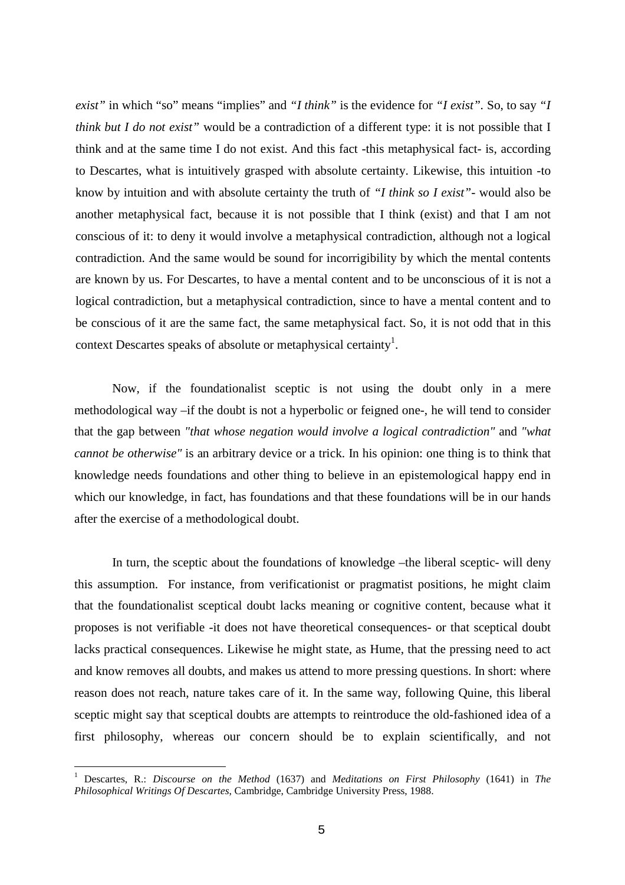*exist"* in which "so" means "implies" and *"I think"* is the evidence for *"I exist"*. So, to say *"I think but I do not exist"* would be a contradiction of a different type: it is not possible that I think and at the same time I do not exist. And this fact -this metaphysical fact- is, according to Descartes, what is intuitively grasped with absolute certainty. Likewise, this intuition -to know by intuition and with absolute certainty the truth of *"I think so I exist"*- would also be another metaphysical fact, because it is not possible that I think (exist) and that I am not conscious of it: to deny it would involve a metaphysical contradiction, although not a logical contradiction. And the same would be sound for incorrigibility by which the mental contents are known by us. For Descartes, to have a mental content and to be unconscious of it is not a logical contradiction, but a metaphysical contradiction, since to have a mental content and to be conscious of it are the same fact, the same metaphysical fact. So, it is not odd that in this context Descartes speaks of absolute or metaphysical certainty[1].

Now, if the foundationalist sceptic is not using the doubt only in a mere methodological way –if the doubt is not a hyperbolic or feigned one-, he will tend to consider that the gap between *"that whose negation would involve a logical contradiction"* and *"what cannot be otherwise"* is an arbitrary device or a trick. In his opinion: one thing is to think that knowledge needs foundations and other thing to believe in an epistemological happy end in which our knowledge, in fact, has foundations and that these foundations will be in our hands after the exercise of a methodological doubt.

In turn, the sceptic about the foundations of knowledge –the liberal sceptic- will deny this assumption. For instance, from verificationist or pragmatist positions, he might claim that the foundationalist sceptical doubt lacks meaning or cognitive content, because what it proposes is not verifiable -it does not have theoretical consequences- or that sceptical doubt lacks practical consequences. Likewise he might state, as Hume, that the pressing need to act and know removes all doubts, and makes us attend to more pressing questions. In short: where reason does not reach, nature takes care of it. In the same way, following Quine, this liberal sceptic might say that sceptical doubts are attempts to reintroduce the old-fashioned idea of a first philosophy, whereas our concern should be to explain scientifically, and not

---

[1] Descartes, R.: *Discourse on the Method* (1637) and *Meditations on First Philosophy* (1641) in *The Philosophical Writings Of Descartes*, Cambridge, Cambridge University Press, 1988.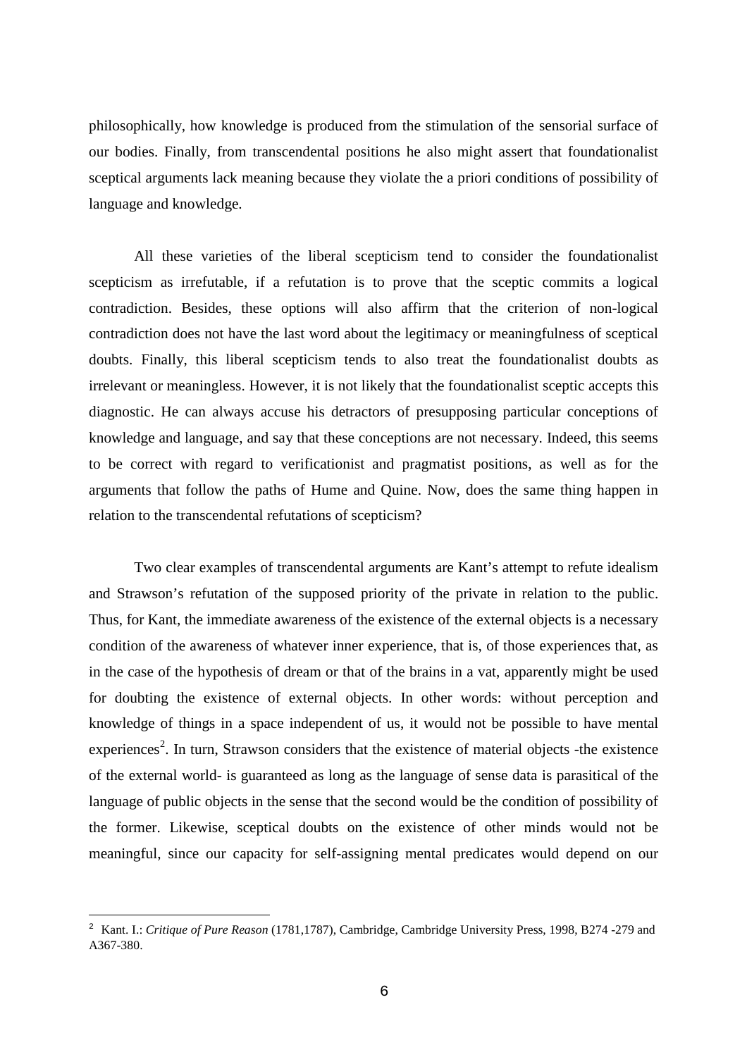philosophically, how knowledge is produced from the stimulation of the sensorial surface of our bodies. Finally, from transcendental positions he also might assert that foundationalist sceptical arguments lack meaning because they violate the a priori conditions of possibility of language and knowledge.

All these varieties of the liberal scepticism tend to consider the foundationalist scepticism as irrefutable, if a refutation is to prove that the sceptic commits a logical contradiction. Besides, these options will also affirm that the criterion of non-logical contradiction does not have the last word about the legitimacy or meaningfulness of sceptical doubts. Finally, this liberal scepticism tends to also treat the foundationalist doubts as irrelevant or meaningless. However, it is not likely that the foundationalist sceptic accepts this diagnostic. He can always accuse his detractors of presupposing particular conceptions of knowledge and language, and say that these conceptions are not necessary. Indeed, this seems to be correct with regard to verificationist and pragmatist positions, as well as for the arguments that follow the paths of Hume and Quine. Now, does the same thing happen in relation to the transcendental refutations of scepticism?

Two clear examples of transcendental arguments are Kant's attempt to refute idealism and Strawson's refutation of the supposed priority of the private in relation to the public. Thus, for Kant, the immediate awareness of the existence of the external objects is a necessary condition of the awareness of whatever inner experience, that is, of those experiences that, as in the case of the hypothesis of dream or that of the brains in a vat, apparently might be used for doubting the existence of external objects. In other words: without perception and knowledge of things in a space independent of us, it would not be possible to have mental experiences[2]. In turn, Strawson considers that the existence of material objects -the existence of the external world- is guaranteed as long as the language of sense data is parasitical of the language of public objects in the sense that the second would be the condition of possibility of the former. Likewise, sceptical doubts on the existence of other minds would not be meaningful, since our capacity for self-assigning mental predicates would depend on our

---

[2] Kant. I.: *Critique of Pure Reason* (1781,1787), Cambridge, Cambridge University Press, 1998, B274 -279 and A367-380.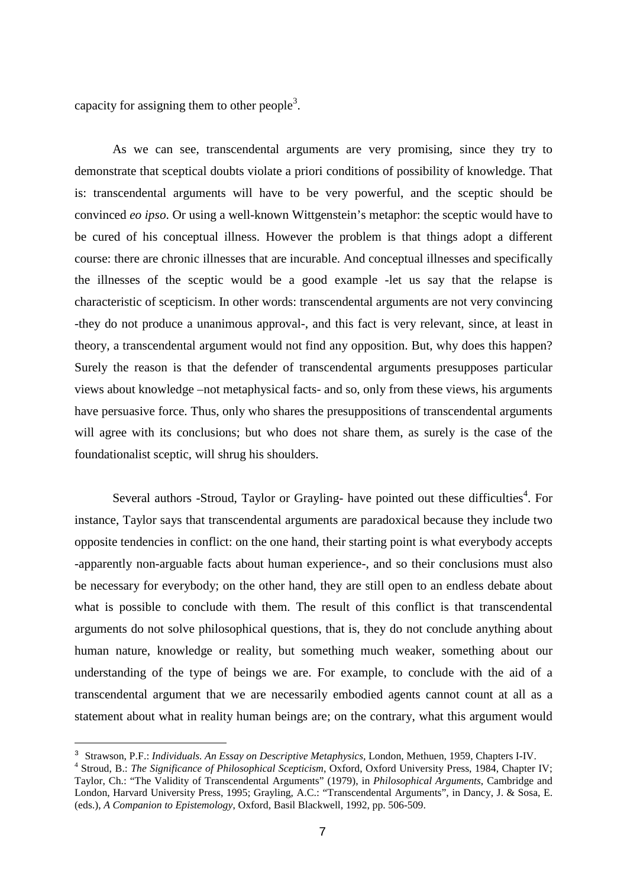capacity for assigning them to other people[3].

As we can see, transcendental arguments are very promising, since they try to demonstrate that sceptical doubts violate a priori conditions of possibility of knowledge. That is: transcendental arguments will have to be very powerful, and the sceptic should be convinced *eo ipso*. Or using a well-known Wittgenstein's metaphor: the sceptic would have to be cured of his conceptual illness. However the problem is that things adopt a different course: there are chronic illnesses that are incurable. And conceptual illnesses and specifically the illnesses of the sceptic would be a good example -let us say that the relapse is characteristic of scepticism. In other words: transcendental arguments are not very convincing -they do not produce a unanimous approval-, and this fact is very relevant, since, at least in theory, a transcendental argument would not find any opposition. But, why does this happen? Surely the reason is that the defender of transcendental arguments presupposes particular views about knowledge –not metaphysical facts- and so, only from these views, his arguments have persuasive force. Thus, only who shares the presuppositions of transcendental arguments will agree with its conclusions; but who does not share them, as surely is the case of the foundationalist sceptic, will shrug his shoulders.

Several authors -Stroud, Taylor or Grayling- have pointed out these difficulties[4]. For instance, Taylor says that transcendental arguments are paradoxical because they include two opposite tendencies in conflict: on the one hand, their starting point is what everybody accepts -apparently non-arguable facts about human experience-, and so their conclusions must also be necessary for everybody; on the other hand, they are still open to an endless debate about what is possible to conclude with them. The result of this conflict is that transcendental arguments do not solve philosophical questions, that is, they do not conclude anything about human nature, knowledge or reality, but something much weaker, something about our understanding of the type of beings we are. For example, to conclude with the aid of a transcendental argument that we are necessarily embodied agents cannot count at all as a statement about what in reality human beings are; on the contrary, what this argument would

---

[3] Strawson, P.F.: *Individuals. An Essay on Descriptive Metaphysics*, London, Methuen, 1959, Chapters I-IV.

[4] Stroud, B.: *The Significance of Philosophical Scepticism*, Oxford, Oxford University Press, 1984, Chapter IV; Taylor, Ch.: "The Validity of Transcendental Arguments" (1979), in *Philosophical Arguments*, Cambridge and London, Harvard University Press, 1995; Grayling, A.C.: "Transcendental Arguments", in Dancy, J. & Sosa, E. (eds.), *A Companion to Epistemology*, Oxford, Basil Blackwell, 1992, pp. 506-509.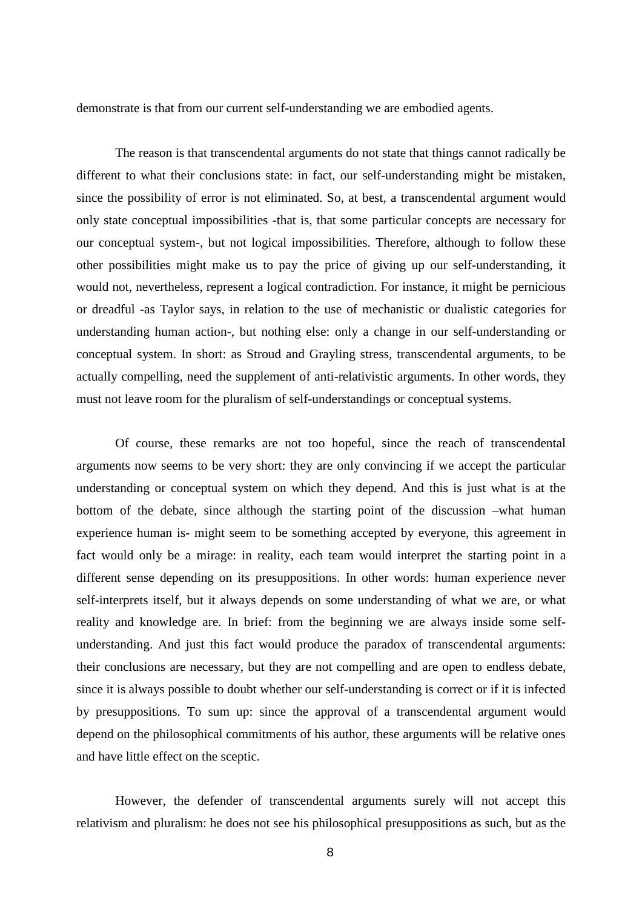demonstrate is that from our current self-understanding we are embodied agents.

The reason is that transcendental arguments do not state that things cannot radically be different to what their conclusions state: in fact, our self-understanding might be mistaken, since the possibility of error is not eliminated. So, at best, a transcendental argument would only state conceptual impossibilities -that is, that some particular concepts are necessary for our conceptual system-, but not logical impossibilities. Therefore, although to follow these other possibilities might make us to pay the price of giving up our self-understanding, it would not, nevertheless, represent a logical contradiction. For instance, it might be pernicious or dreadful -as Taylor says, in relation to the use of mechanistic or dualistic categories for understanding human action-, but nothing else: only a change in our self-understanding or conceptual system. In short: as Stroud and Grayling stress, transcendental arguments, to be actually compelling, need the supplement of anti-relativistic arguments. In other words, they must not leave room for the pluralism of self-understandings or conceptual systems.

Of course, these remarks are not too hopeful, since the reach of transcendental arguments now seems to be very short: they are only convincing if we accept the particular understanding or conceptual system on which they depend. And this is just what is at the bottom of the debate, since although the starting point of the discussion –what human experience human is- might seem to be something accepted by everyone, this agreement in fact would only be a mirage: in reality, each team would interpret the starting point in a different sense depending on its presuppositions. In other words: human experience never self-interprets itself, but it always depends on some understanding of what we are, or what reality and knowledge are. In brief: from the beginning we are always inside some self-understanding. And just this fact would produce the paradox of transcendental arguments: their conclusions are necessary, but they are not compelling and are open to endless debate, since it is always possible to doubt whether our self-understanding is correct or if it is infected by presuppositions. To sum up: since the approval of a transcendental argument would depend on the philosophical commitments of his author, these arguments will be relative ones and have little effect on the sceptic.

However, the defender of transcendental arguments surely will not accept this relativism and pluralism: he does not see his philosophical presuppositions as such, but as the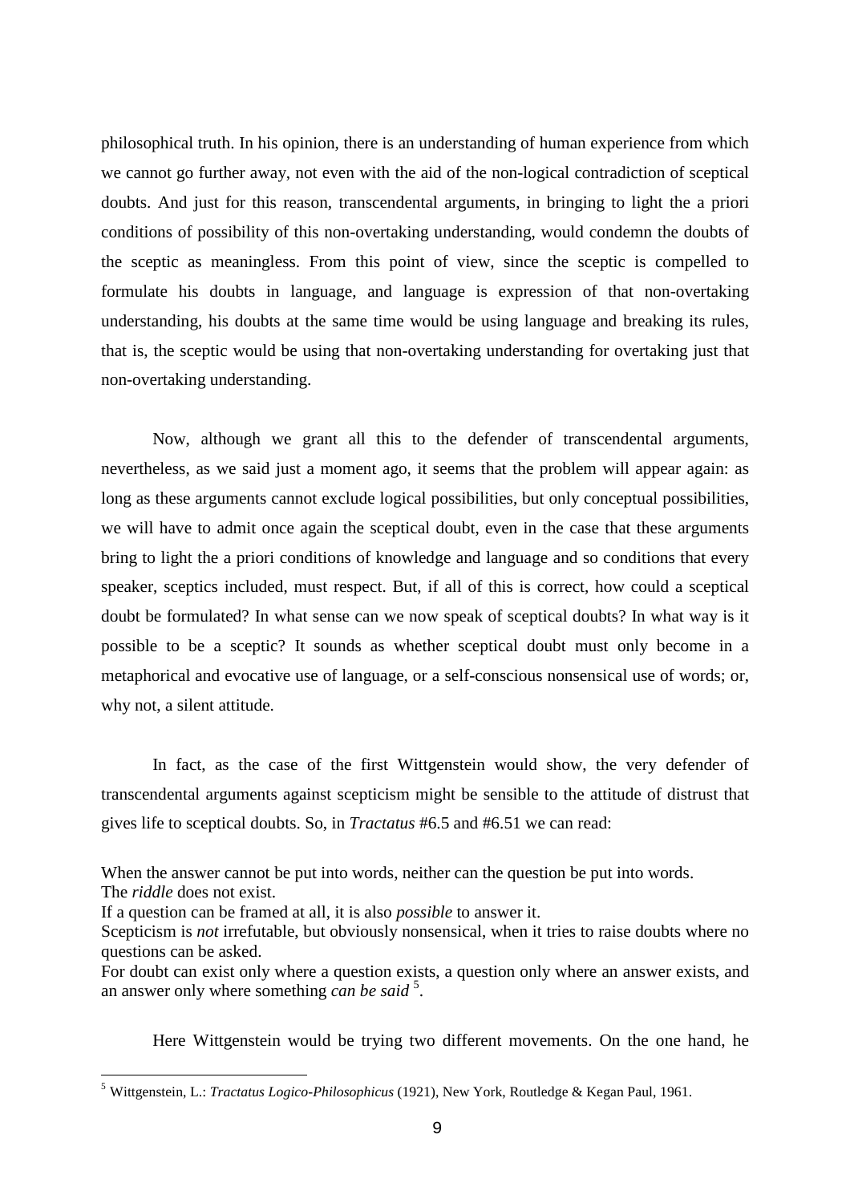philosophical truth. In his opinion, there is an understanding of human experience from which we cannot go further away, not even with the aid of the non-logical contradiction of sceptical doubts. And just for this reason, transcendental arguments, in bringing to light the a priori conditions of possibility of this non-overtaking understanding, would condemn the doubts of the sceptic as meaningless. From this point of view, since the sceptic is compelled to formulate his doubts in language, and language is expression of that non-overtaking understanding, his doubts at the same time would be using language and breaking its rules, that is, the sceptic would be using that non-overtaking understanding for overtaking just that non-overtaking understanding.

Now, although we grant all this to the defender of transcendental arguments, nevertheless, as we said just a moment ago, it seems that the problem will appear again: as long as these arguments cannot exclude logical possibilities, but only conceptual possibilities, we will have to admit once again the sceptical doubt, even in the case that these arguments bring to light the a priori conditions of knowledge and language and so conditions that every speaker, sceptics included, must respect. But, if all of this is correct, how could a sceptical doubt be formulated? In what sense can we now speak of sceptical doubts? In what way is it possible to be a sceptic? It sounds as whether sceptical doubt must only become in a metaphorical and evocative use of language, or a self-conscious nonsensical use of words; or, why not, a silent attitude.

In fact, as the case of the first Wittgenstein would show, the very defender of transcendental arguments against scepticism might be sensible to the attitude of distrust that gives life to sceptical doubts. So, in *Tractatus* #6.5 and #6.51 we can read:

> When the answer cannot be put into words, neither can the question be put into words.
> The *riddle* does not exist.
> If a question can be framed at all, it is also *possible* to answer it.
> Scepticism is *not* irrefutable, but obviously nonsensical, when it tries to raise doubts where no questions can be asked.
> For doubt can exist only where a question exists, a question only where an answer exists, and an answer only where something *can be said* [5].

Here Wittgenstein would be trying two different movements. On the one hand, he

[5] Wittgenstein, L.: *Tractatus Logico-Philosophicus* (1921), New York, Routledge & Kegan Paul, 1961.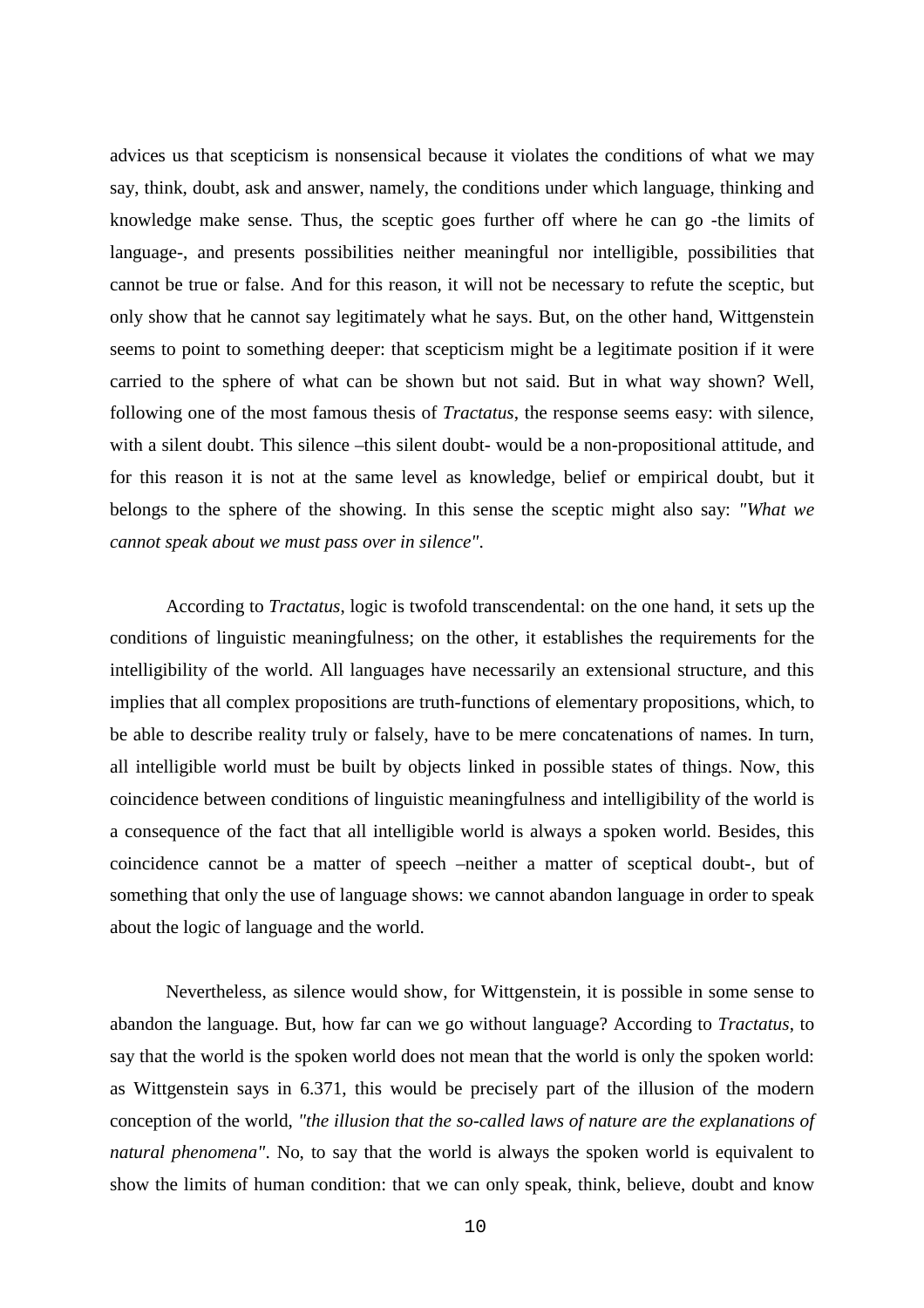advices us that scepticism is nonsensical because it violates the conditions of what we may say, think, doubt, ask and answer, namely, the conditions under which language, thinking and knowledge make sense. Thus, the sceptic goes further off where he can go -the limits of language-, and presents possibilities neither meaningful nor intelligible, possibilities that cannot be true or false. And for this reason, it will not be necessary to refute the sceptic, but only show that he cannot say legitimately what he says. But, on the other hand, Wittgenstein seems to point to something deeper: that scepticism might be a legitimate position if it were carried to the sphere of what can be shown but not said. But in what way shown? Well, following one of the most famous thesis of *Tractatus*, the response seems easy: with silence, with a silent doubt. This silence –this silent doubt- would be a non-propositional attitude, and for this reason it is not at the same level as knowledge, belief or empirical doubt, but it belongs to the sphere of the showing. In this sense the sceptic might also say: *"What we cannot speak about we must pass over in silence"*.

According to *Tractatus*, logic is twofold transcendental: on the one hand, it sets up the conditions of linguistic meaningfulness; on the other, it establishes the requirements for the intelligibility of the world. All languages have necessarily an extensional structure, and this implies that all complex propositions are truth-functions of elementary propositions, which, to be able to describe reality truly or falsely, have to be mere concatenations of names. In turn, all intelligible world must be built by objects linked in possible states of things. Now, this coincidence between conditions of linguistic meaningfulness and intelligibility of the world is a consequence of the fact that all intelligible world is always a spoken world. Besides, this coincidence cannot be a matter of speech –neither a matter of sceptical doubt-, but of something that only the use of language shows: we cannot abandon language in order to speak about the logic of language and the world.

Nevertheless, as silence would show, for Wittgenstein, it is possible in some sense to abandon the language. But, how far can we go without language? According to *Tractatus*, to say that the world is the spoken world does not mean that the world is only the spoken world: as Wittgenstein says in 6.371, this would be precisely part of the illusion of the modern conception of the world, *"the illusion that the so-called laws of nature are the explanations of natural phenomena"*. No, to say that the world is always the spoken world is equivalent to show the limits of human condition: that we can only speak, think, believe, doubt and know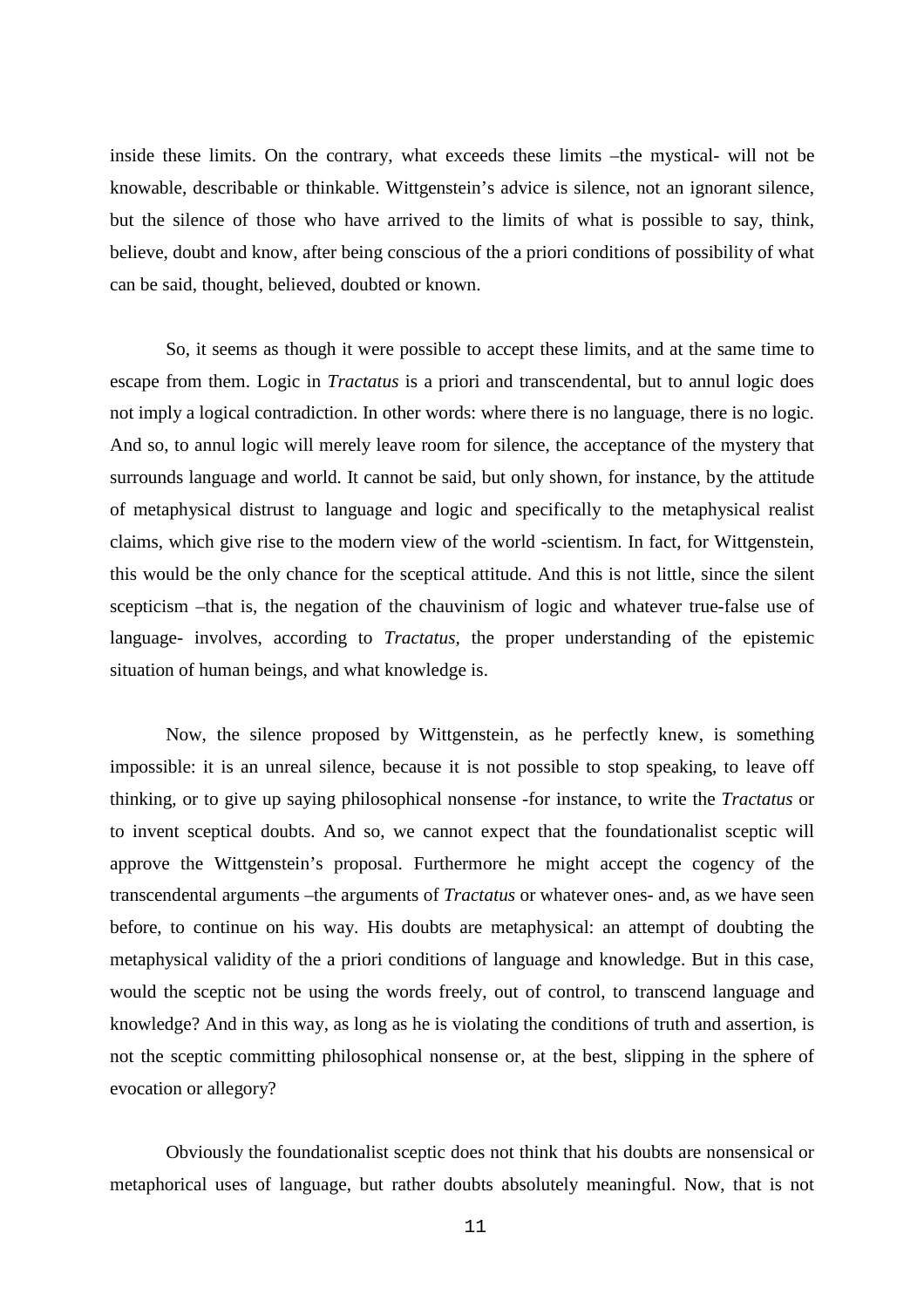inside these limits. On the contrary, what exceeds these limits –the mystical- will not be knowable, describable or thinkable. Wittgenstein's advice is silence, not an ignorant silence, but the silence of those who have arrived to the limits of what is possible to say, think, believe, doubt and know, after being conscious of the a priori conditions of possibility of what can be said, thought, believed, doubted or known.

So, it seems as though it were possible to accept these limits, and at the same time to escape from them. Logic in *Tractatus* is a priori and transcendental, but to annul logic does not imply a logical contradiction. In other words: where there is no language, there is no logic. And so, to annul logic will merely leave room for silence, the acceptance of the mystery that surrounds language and world. It cannot be said, but only shown, for instance, by the attitude of metaphysical distrust to language and logic and specifically to the metaphysical realist claims, which give rise to the modern view of the world -scientism. In fact, for Wittgenstein, this would be the only chance for the sceptical attitude. And this is not little, since the silent scepticism –that is, the negation of the chauvinism of logic and whatever true-false use of language- involves, according to *Tractatus*, the proper understanding of the epistemic situation of human beings, and what knowledge is.

Now, the silence proposed by Wittgenstein, as he perfectly knew, is something impossible: it is an unreal silence, because it is not possible to stop speaking, to leave off thinking, or to give up saying philosophical nonsense -for instance, to write the *Tractatus* or to invent sceptical doubts. And so, we cannot expect that the foundationalist sceptic will approve the Wittgenstein's proposal. Furthermore he might accept the cogency of the transcendental arguments –the arguments of *Tractatus* or whatever ones- and, as we have seen before, to continue on his way. His doubts are metaphysical: an attempt of doubting the metaphysical validity of the a priori conditions of language and knowledge. But in this case, would the sceptic not be using the words freely, out of control, to transcend language and knowledge? And in this way, as long as he is violating the conditions of truth and assertion, is not the sceptic committing philosophical nonsense or, at the best, slipping in the sphere of evocation or allegory?

Obviously the foundationalist sceptic does not think that his doubts are nonsensical or metaphorical uses of language, but rather doubts absolutely meaningful. Now, that is not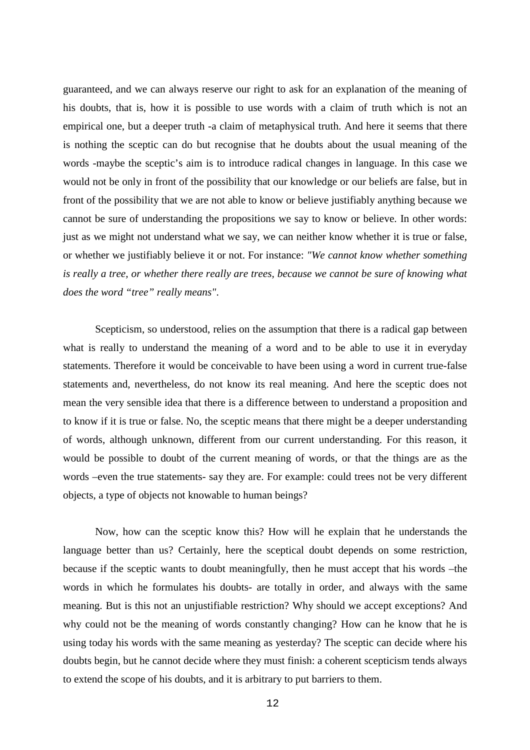guaranteed, and we can always reserve our right to ask for an explanation of the meaning of his doubts, that is, how it is possible to use words with a claim of truth which is not an empirical one, but a deeper truth -a claim of metaphysical truth. And here it seems that there is nothing the sceptic can do but recognise that he doubts about the usual meaning of the words -maybe the sceptic's aim is to introduce radical changes in language. In this case we would not be only in front of the possibility that our knowledge or our beliefs are false, but in front of the possibility that we are not able to know or believe justifiably anything because we cannot be sure of understanding the propositions we say to know or believe. In other words: just as we might not understand what we say, we can neither know whether it is true or false, or whether we justifiably believe it or not. For instance: *"We cannot know whether something is really a tree, or whether there really are trees, because we cannot be sure of knowing what does the word "tree" really means"*.

Scepticism, so understood, relies on the assumption that there is a radical gap between what is really to understand the meaning of a word and to be able to use it in everyday statements. Therefore it would be conceivable to have been using a word in current true-false statements and, nevertheless, do not know its real meaning. And here the sceptic does not mean the very sensible idea that there is a difference between to understand a proposition and to know if it is true or false. No, the sceptic means that there might be a deeper understanding of words, although unknown, different from our current understanding. For this reason, it would be possible to doubt of the current meaning of words, or that the things are as the words –even the true statements- say they are. For example: could trees not be very different objects, a type of objects not knowable to human beings?

Now, how can the sceptic know this? How will he explain that he understands the language better than us? Certainly, here the sceptical doubt depends on some restriction, because if the sceptic wants to doubt meaningfully, then he must accept that his words –the words in which he formulates his doubts- are totally in order, and always with the same meaning. But is this not an unjustifiable restriction? Why should we accept exceptions? And why could not be the meaning of words constantly changing? How can he know that he is using today his words with the same meaning as yesterday? The sceptic can decide where his doubts begin, but he cannot decide where they must finish: a coherent scepticism tends always to extend the scope of his doubts, and it is arbitrary to put barriers to them.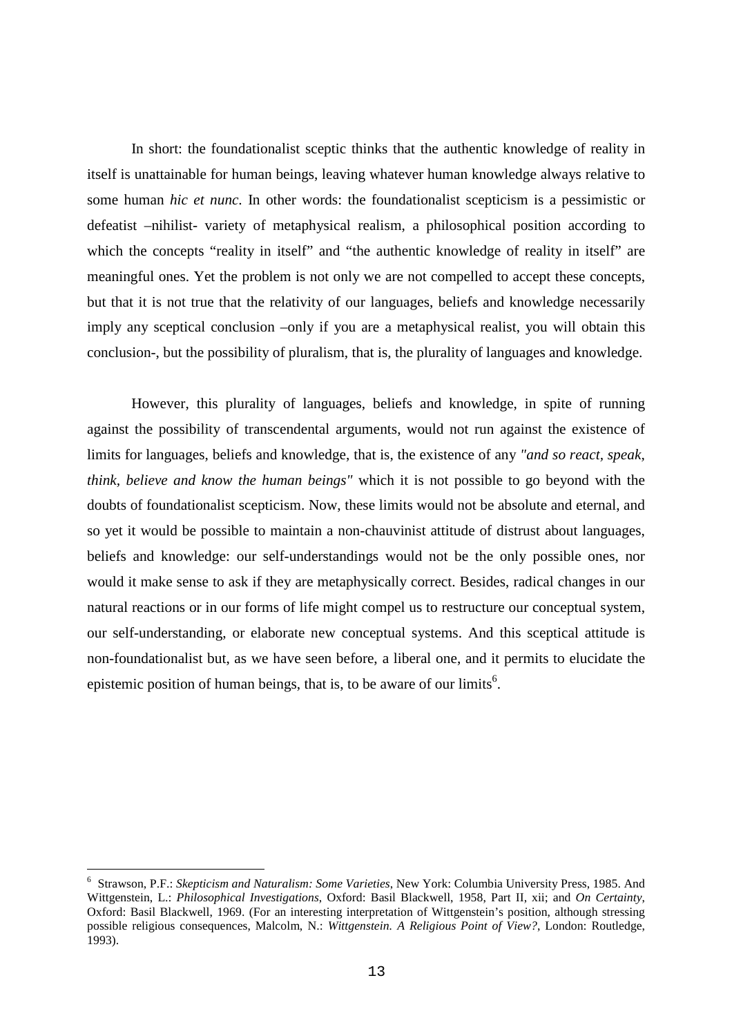In short: the foundationalist sceptic thinks that the authentic knowledge of reality in itself is unattainable for human beings, leaving whatever human knowledge always relative to some human *hic et nunc*. In other words: the foundationalist scepticism is a pessimistic or defeatist –nihilist- variety of metaphysical realism, a philosophical position according to which the concepts "reality in itself" and "the authentic knowledge of reality in itself" are meaningful ones. Yet the problem is not only we are not compelled to accept these concepts, but that it is not true that the relativity of our languages, beliefs and knowledge necessarily imply any sceptical conclusion –only if you are a metaphysical realist, you will obtain this conclusion-, but the possibility of pluralism, that is, the plurality of languages and knowledge.

However, this plurality of languages, beliefs and knowledge, in spite of running against the possibility of transcendental arguments, would not run against the existence of limits for languages, beliefs and knowledge, that is, the existence of any *"and so react, speak, think, believe and know the human beings"* which it is not possible to go beyond with the doubts of foundationalist scepticism. Now, these limits would not be absolute and eternal, and so yet it would be possible to maintain a non-chauvinist attitude of distrust about languages, beliefs and knowledge: our self-understandings would not be the only possible ones, nor would it make sense to ask if they are metaphysically correct. Besides, radical changes in our natural reactions or in our forms of life might compel us to restructure our conceptual system, our self-understanding, or elaborate new conceptual systems. And this sceptical attitude is non-foundationalist but, as we have seen before, a liberal one, and it permits to elucidate the epistemic position of human beings, that is, to be aware of our limits[6].

---

[6] Strawson, P.F.: *Skepticism and Naturalism: Some Varieties*, New York: Columbia University Press, 1985. And Wittgenstein, L.: *Philosophical Investigations*, Oxford: Basil Blackwell, 1958, Part II, xii; and *On Certainty*, Oxford: Basil Blackwell, 1969. (For an interesting interpretation of Wittgenstein's position, although stressing possible religious consequences, Malcolm, N.: *Wittgenstein. A Religious Point of View?*, London: Routledge, 1993).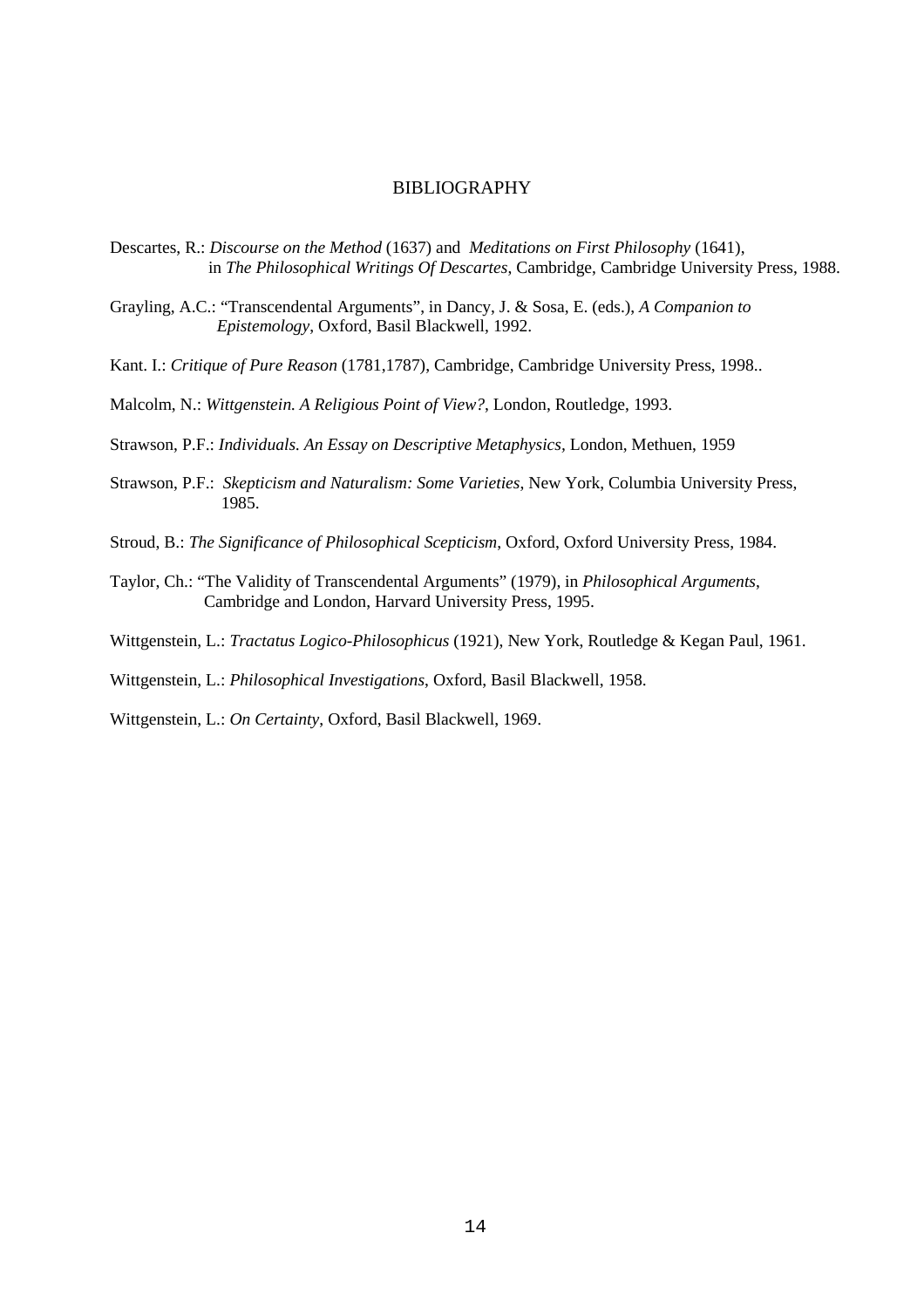# BIBLIOGRAPHY

Descartes, R.: *Discourse on the Method* (1637) and *Meditations on First Philosophy* (1641), in *The Philosophical Writings Of Descartes*, Cambridge, Cambridge University Press, 1988.

Grayling, A.C.: "Transcendental Arguments", in Dancy, J. & Sosa, E. (eds.), *A Companion to Epistemology*, Oxford, Basil Blackwell, 1992.

Kant. I.: *Critique of Pure Reason* (1781,1787), Cambridge, Cambridge University Press, 1998..

Malcolm, N.: *Wittgenstein. A Religious Point of View?*, London, Routledge, 1993.

Strawson, P.F.: *Individuals. An Essay on Descriptive Metaphysics*, London, Methuen, 1959

Strawson, P.F.: *Skepticism and Naturalism: Some Varieties*, New York, Columbia University Press, 1985.

Stroud, B.: *The Significance of Philosophical Scepticism*, Oxford, Oxford University Press, 1984.

Taylor, Ch.: "The Validity of Transcendental Arguments" (1979), in *Philosophical Arguments*, Cambridge and London, Harvard University Press, 1995.

Wittgenstein, L.: *Tractatus Logico-Philosophicus* (1921), New York, Routledge & Kegan Paul, 1961.

Wittgenstein, L.: *Philosophical Investigations*, Oxford, Basil Blackwell, 1958.

Wittgenstein, L.: *On Certainty*, Oxford, Basil Blackwell, 1969.